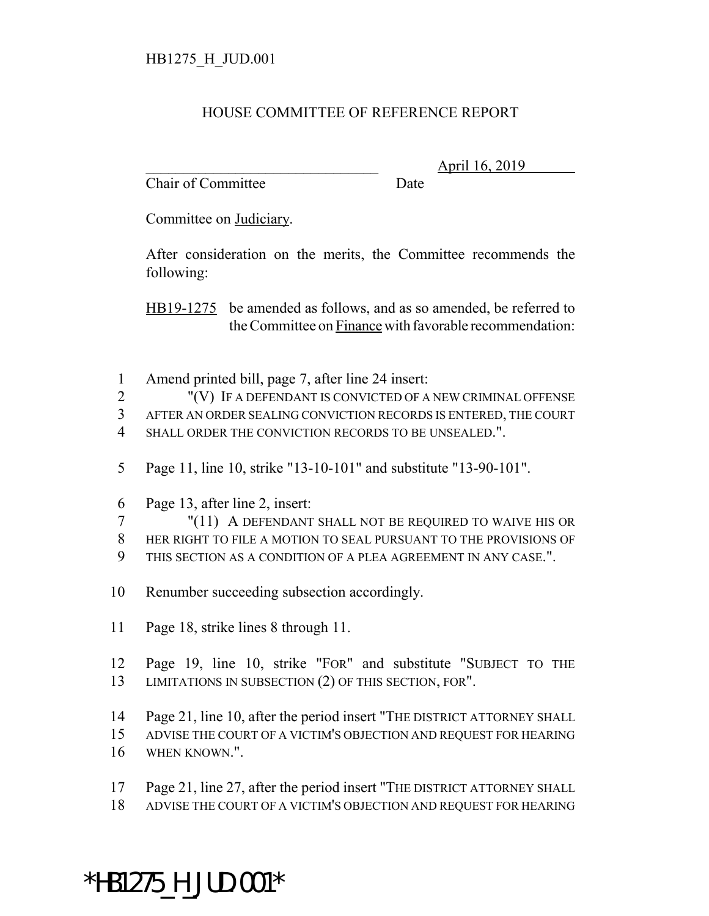HB1275_H_JUD.001

HOUSE COMMITTEE OF REFERENCE REPORT

________________________________ April 16, 2019
Chair of Committee Date

Committee on Judiciary.

After consideration on the merits, the Committee recommends the following:

HB19-1275 be amended as follows, and as so amended, be referred to the Committee on Finance with favorable recommendation:

1 Amend printed bill, page 7, after line 24 insert:
2 "(V) IF A DEFENDANT IS CONVICTED OF A NEW CRIMINAL OFFENSE
3 AFTER AN ORDER SEALING CONVICTION RECORDS IS ENTERED, THE COURT
4 SHALL ORDER THE CONVICTION RECORDS TO BE UNSEALED.".

5 Page 11, line 10, strike "13-10-101" and substitute "13-90-101".

6 Page 13, after line 2, insert:
7 "(11) A DEFENDANT SHALL NOT BE REQUIRED TO WAIVE HIS OR
8 HER RIGHT TO FILE A MOTION TO SEAL PURSUANT TO THE PROVISIONS OF
9 THIS SECTION AS A CONDITION OF A PLEA AGREEMENT IN ANY CASE.".

10 Renumber succeeding subsection accordingly.

11 Page 18, strike lines 8 through 11.

12 Page 19, line 10, strike "FOR" and substitute "SUBJECT TO THE
13 LIMITATIONS IN SUBSECTION (2) OF THIS SECTION, FOR".

14 Page 21, line 10, after the period insert "THE DISTRICT ATTORNEY SHALL
15 ADVISE THE COURT OF A VICTIM'S OBJECTION AND REQUEST FOR HEARING
16 WHEN KNOWN.".

17 Page 21, line 27, after the period insert "THE DISTRICT ATTORNEY SHALL
18 ADVISE THE COURT OF A VICTIM'S OBJECTION AND REQUEST FOR HEARING

*HB1275_H_JUD.001*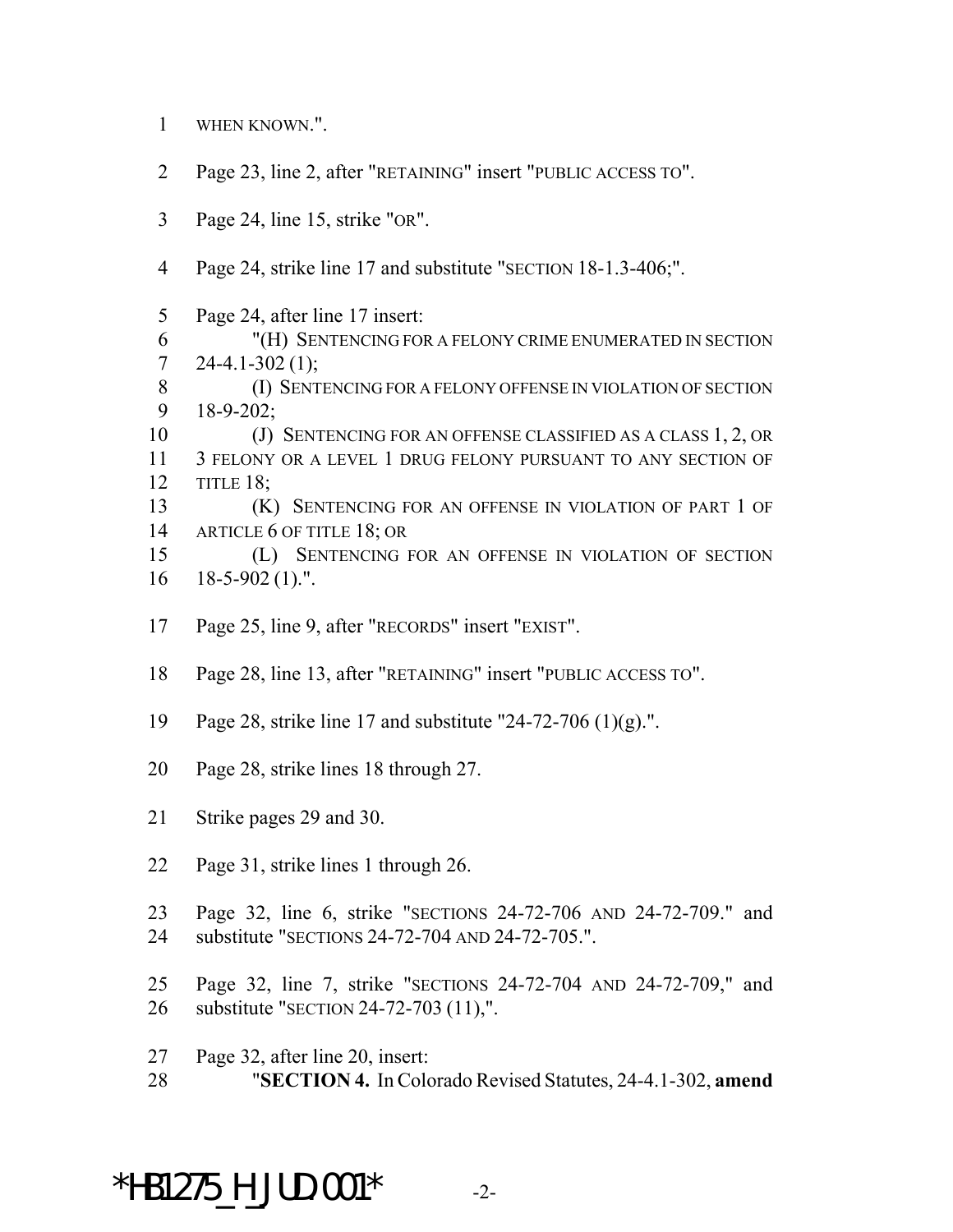WHEN KNOWN.".

Page 23, line 2, after "RETAINING" insert "PUBLIC ACCESS TO".

Page 24, line 15, strike "OR".

Page 24, strike line 17 and substitute "SECTION 18-1.3-406;".

Page 24, after line 17 insert:

"(H) SENTENCING FOR A FELONY CRIME ENUMERATED IN SECTION 24-4.1-302 (1);

(I) SENTENCING FOR A FELONY OFFENSE IN VIOLATION OF SECTION 18-9-202;

(J) SENTENCING FOR AN OFFENSE CLASSIFIED AS A CLASS 1, 2, OR 3 FELONY OR A LEVEL 1 DRUG FELONY PURSUANT TO ANY SECTION OF TITLE 18;

(K) SENTENCING FOR AN OFFENSE IN VIOLATION OF PART 1 OF ARTICLE 6 OF TITLE 18; OR

(L) SENTENCING FOR AN OFFENSE IN VIOLATION OF SECTION 18-5-902 (1).".

Page 25, line 9, after "RECORDS" insert "EXIST".

Page 28, line 13, after "RETAINING" insert "PUBLIC ACCESS TO".

Page 28, strike line 17 and substitute "24-72-706 (1)(g).".

Page 28, strike lines 18 through 27.

Strike pages 29 and 30.

Page 31, strike lines 1 through 26.

Page 32, line 6, strike "SECTIONS 24-72-706 AND 24-72-709." and substitute "SECTIONS 24-72-704 AND 24-72-705.".

Page 32, line 7, strike "SECTIONS 24-72-704 AND 24-72-709," and substitute "SECTION 24-72-703 (11),".

Page 32, after line 20, insert:

"**SECTION 4.** In Colorado Revised Statutes, 24-4.1-302, **amend**

*HB1275_H_JUD.001*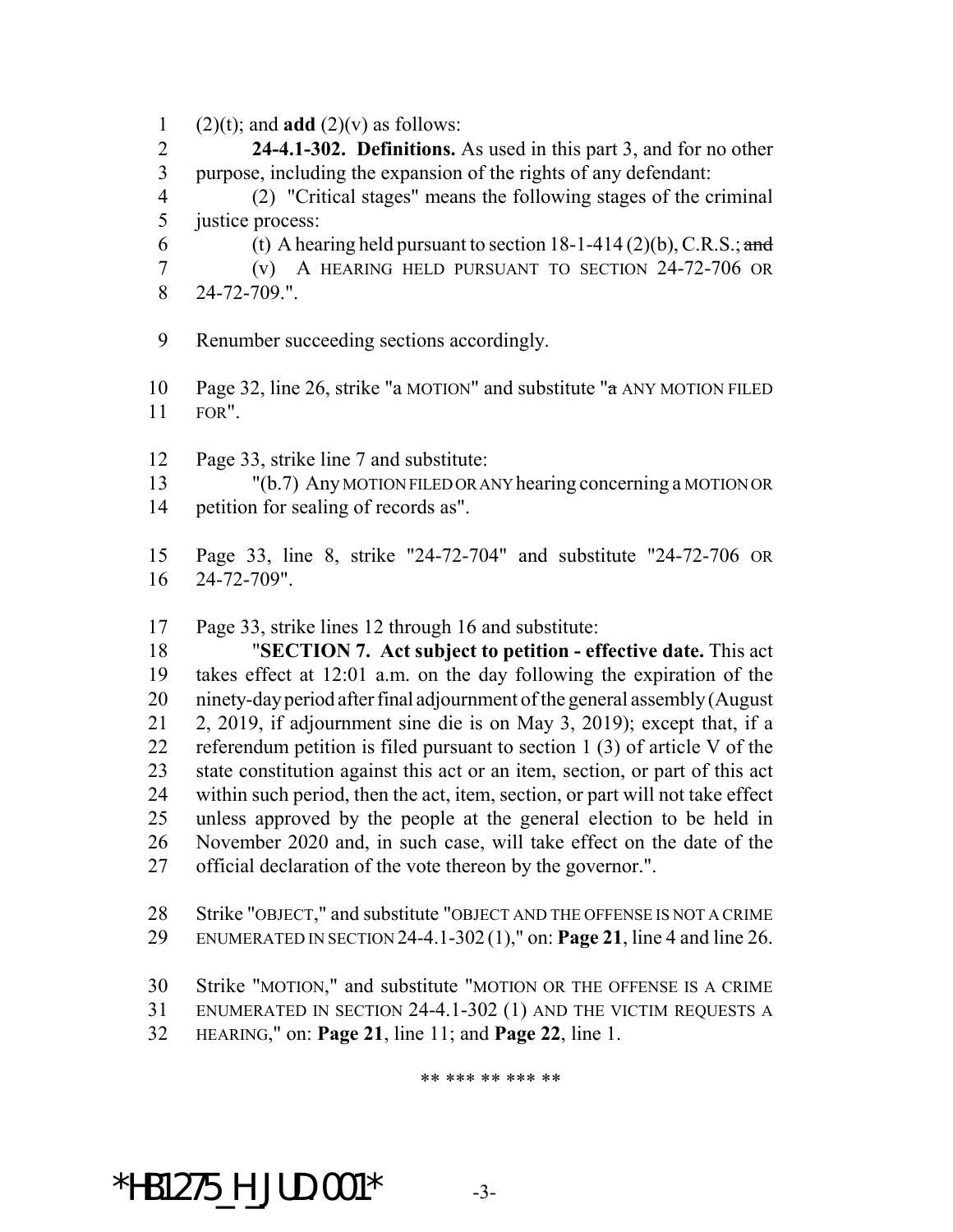(2)(t); and **add** (2)(v) as follows:

**24-4.1-302. Definitions.** As used in this part 3, and for no other purpose, including the expansion of the rights of any defendant:

(2) "Critical stages" means the following stages of the criminal justice process:

(t) A hearing held pursuant to section 18-1-414 (2)(b), C.R.S.; ~~and~~

(v) A HEARING HELD PURSUANT TO SECTION 24-72-706 OR 24-72-709.".

Renumber succeeding sections accordingly.

Page 32, line 26, strike "a MOTION" and substitute "~~a~~ ANY MOTION FILED FOR".

Page 33, strike line 7 and substitute:

"(b.7) Any MOTION FILED OR ANY hearing concerning a MOTION OR petition for sealing of records as".

Page 33, line 8, strike "24-72-704" and substitute "24-72-706 OR 24-72-709".

Page 33, strike lines 12 through 16 and substitute:

"**SECTION 7. Act subject to petition - effective date.** This act takes effect at 12:01 a.m. on the day following the expiration of the ninety-day period after final adjournment of the general assembly (August 2, 2019, if adjournment sine die is on May 3, 2019); except that, if a referendum petition is filed pursuant to section 1 (3) of article V of the state constitution against this act or an item, section, or part of this act within such period, then the act, item, section, or part will not take effect unless approved by the people at the general election to be held in November 2020 and, in such case, will take effect on the date of the official declaration of the vote thereon by the governor.".

Strike "OBJECT," and substitute "OBJECT AND THE OFFENSE IS NOT A CRIME ENUMERATED IN SECTION 24-4.1-302 (1)," on: **Page 21**, line 4 and line 26.

Strike "MOTION," and substitute "MOTION OR THE OFFENSE IS A CRIME ENUMERATED IN SECTION 24-4.1-302 (1) AND THE VICTIM REQUESTS A HEARING," on: **Page 21**, line 11; and **Page 22**, line 1.

** *** ** *** **

*HB1275_H_JUD.001*